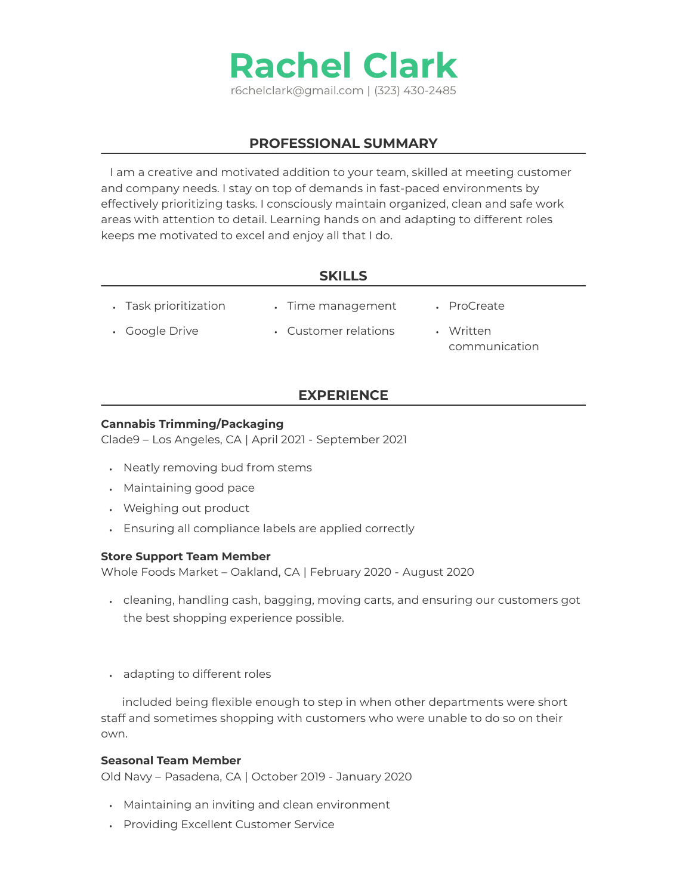# Rachel Clark

r6chelclark@gmail.com | (323) 430-2485

## PROFESSIONAL SUMMARY

I am a creative and motivated addition to your team, skilled at meeting customer and company needs. I stay on top of demands in fast-paced environments by effectively prioritizing tasks. I consciously maintain organized, clean and safe work areas with attention to detail. Learning hands on and adapting to different roles keeps me motivated to excel and enjoy all that I do.

## SKILLS

- Task prioritization
- Time management
- ProCreate
- Google Drive
- Customer relations
- Written communication

## EXPERIENCE

**Cannabis Trimming/Packaging**
Clade9 – Los Angeles, CA | April 2021 - September 2021

- Neatly removing bud from stems
- Maintaining good pace
- Weighing out product
- Ensuring all compliance labels are applied correctly

**Store Support Team Member**
Whole Foods Market – Oakland, CA | February 2020 - August 2020

- cleaning, handling cash, bagging, moving carts, and ensuring our customers got the best shopping experience possible.

- adapting to different roles

included being flexible enough to step in when other departments were short staff and sometimes shopping with customers who were unable to do so on their own.

**Seasonal Team Member**
Old Navy – Pasadena, CA | October 2019 - January 2020

- Maintaining an inviting and clean environment
- Providing Excellent Customer Service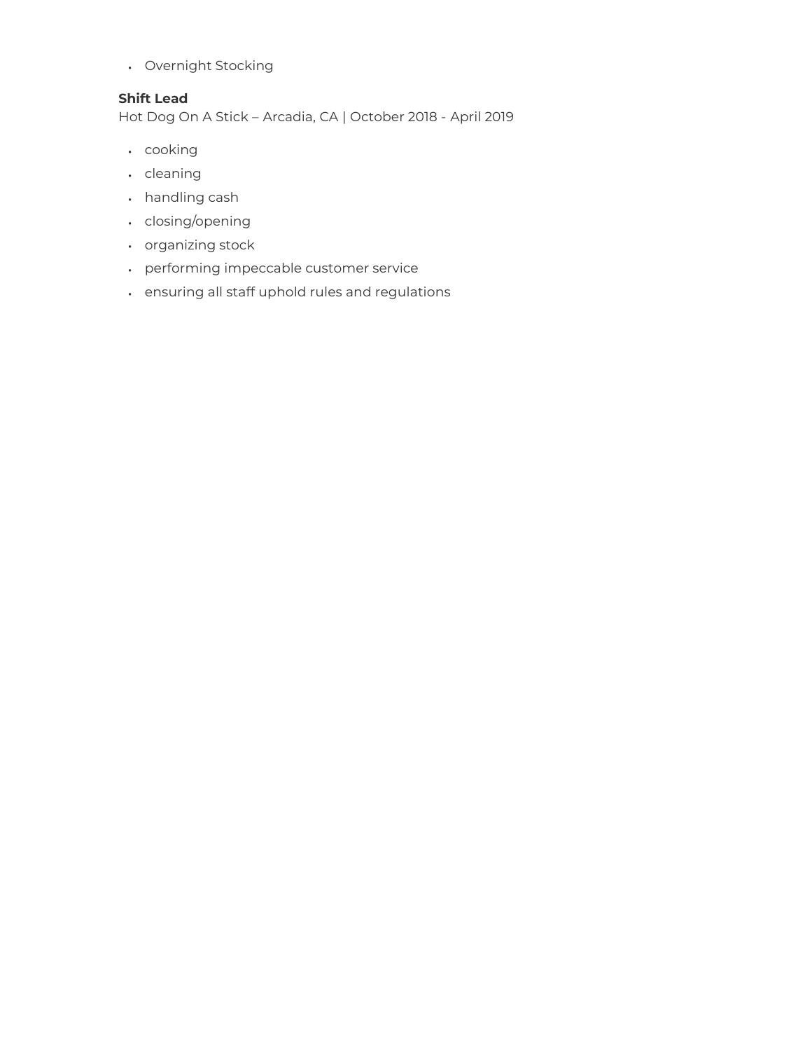- Overnight Stocking

**Shift Lead**
Hot Dog On A Stick – Arcadia, CA | October 2018 - April 2019

- cooking
- cleaning
- handling cash
- closing/opening
- organizing stock
- performing impeccable customer service
- ensuring all staff uphold rules and regulations